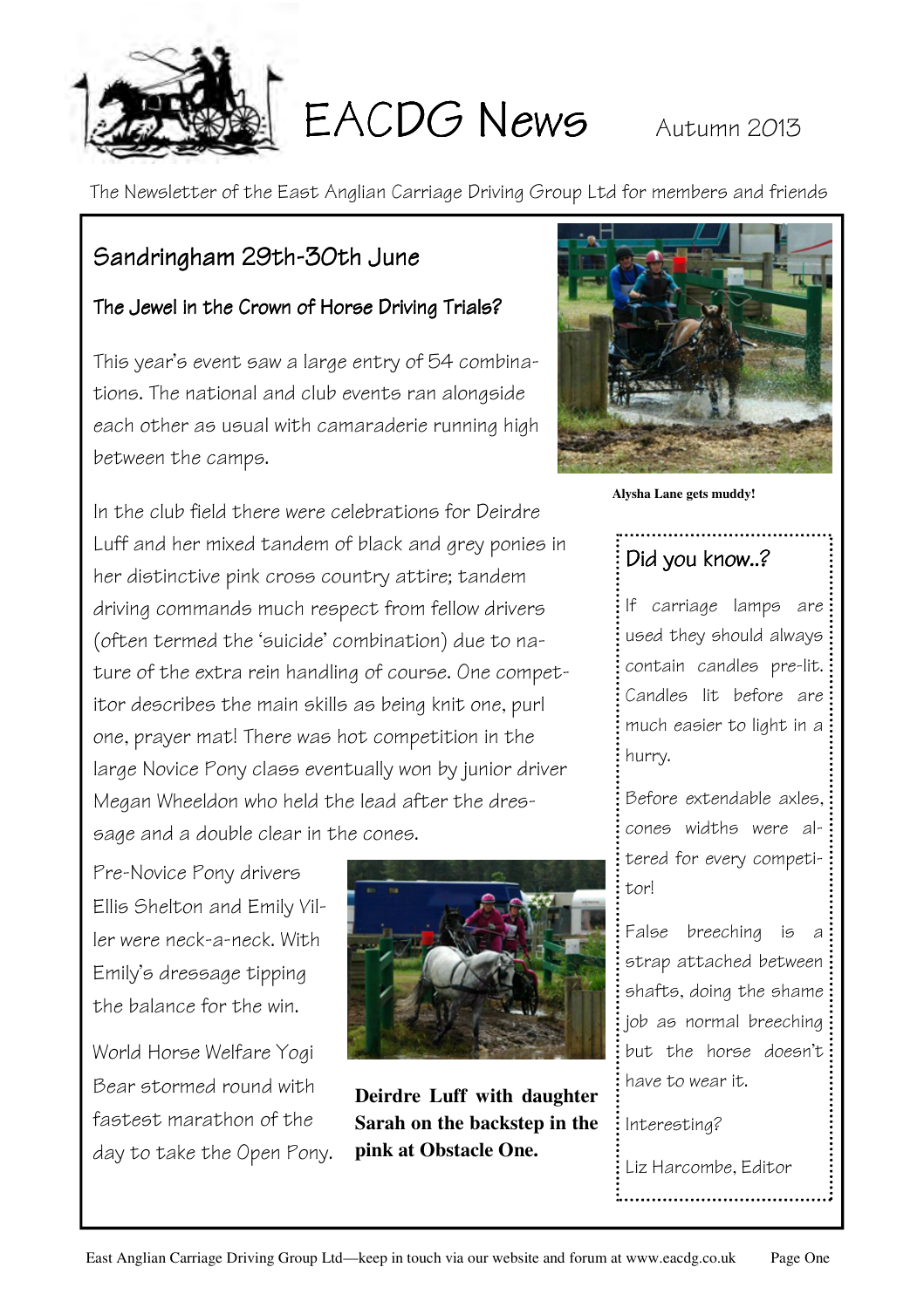# EACDG News

Autumn 2013

The Newsletter of the East Anglian Carriage Driving Group Ltd for members and friends

## Sandringham 29th-30th June

### The Jewel in the Crown of Horse Driving Trials?

This year's event saw a large entry of 54 combinations. The national and club events ran alongside each other as usual with camaraderie running high between the camps.

In the club field there were celebrations for Deirdre Luff and her mixed tandem of black and grey ponies in her distinctive pink cross country attire; tandem driving commands much respect from fellow drivers (often termed the 'suicide' combination) due to nature of the extra rein handling of course. One competitor describes the main skills as being knit one, purl one, prayer mat! There was hot competition in the large Novice Pony class eventually won by junior driver Megan Wheeldon who held the lead after the dressage and a double clear in the cones.

Pre-Novice Pony drivers Ellis Shelton and Emily Viller were neck-a-neck. With Emily's dressage tipping the balance for the win.

World Horse Welfare Yogi Bear stormed round with fastest marathon of the day to take the Open Pony.

**Alysha Lane gets muddy!**

**Deirdre Luff with daughter Sarah on the backstep in the pink at Obstacle One.**

## Did you know..?

If carriage lamps are used they should always contain candles pre-lit. Candles lit before are much easier to light in a hurry.

Before extendable axles, cones widths were altered for every competitor!

False breeching is a strap attached between shafts, doing the same job as normal breeching but the horse doesn't have to wear it.

Interesting?

Liz Harcombe, Editor

East Anglian Carriage Driving Group Ltd—keep in touch via our website and forum at www.eacdg.co.uk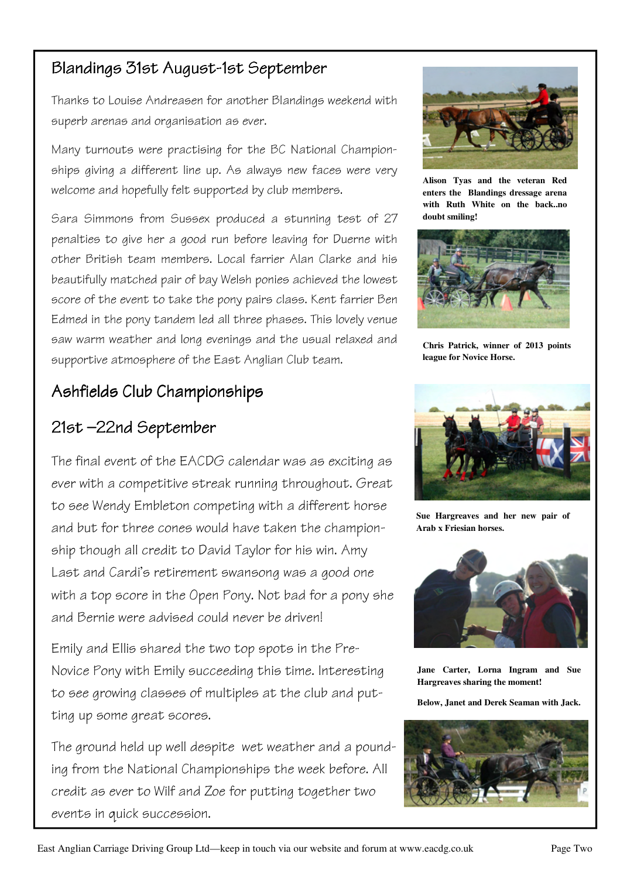## Blandings 31st August-1st September

Thanks to Louise Andreasen for another Blandings weekend with superb arenas and organisation as ever.

Many turnouts were practising for the BC National Championships giving a different line up. As always new faces were very welcome and hopefully felt supported by club members.

Sara Simmons from Sussex produced a stunning test of 27 penalties to give her a good run before leaving for Duerne with other British team members. Local farrier Alan Clarke and his beautifully matched pair of bay Welsh ponies achieved the lowest score of the event to take the pony pairs class. Kent farrier Ben Edmed in the pony tandem led all three phases. This lovely venue saw warm weather and long evenings and the usual relaxed and supportive atmosphere of the East Anglian Club team.

**Alison Tyas and the veteran Red enters the Blandings dressage arena with Ruth White on the back..no doubt smiling!**

**Chris Patrick, winner of 2013 points league for Novice Horse.**

## Ashfields Club Championships

## 21st –22nd September

The final event of the EACDG calendar was as exciting as ever with a competitive streak running throughout. Great to see Wendy Embleton competing with a different horse and but for three cones would have taken the championship though all credit to David Taylor for his win. Amy Last and Cardi's retirement swansong was a good one with a top score in the Open Pony. Not bad for a pony she and Bernie were advised could never be driven!

Emily and Ellis shared the two top spots in the Pre-Novice Pony with Emily succeeding this time. Interesting to see growing classes of multiples at the club and putting up some great scores.

The ground held up well despite wet weather and a pounding from the National Championships the week before. All credit as ever to Wilf and Zoe for putting together two events in quick succession.

**Sue Hargreaves and her new pair of Arab x Friesian horses.**

**Jane Carter, Lorna Ingram and Sue Hargreaves sharing the moment!**

**Below, Janet and Derek Seaman with Jack.**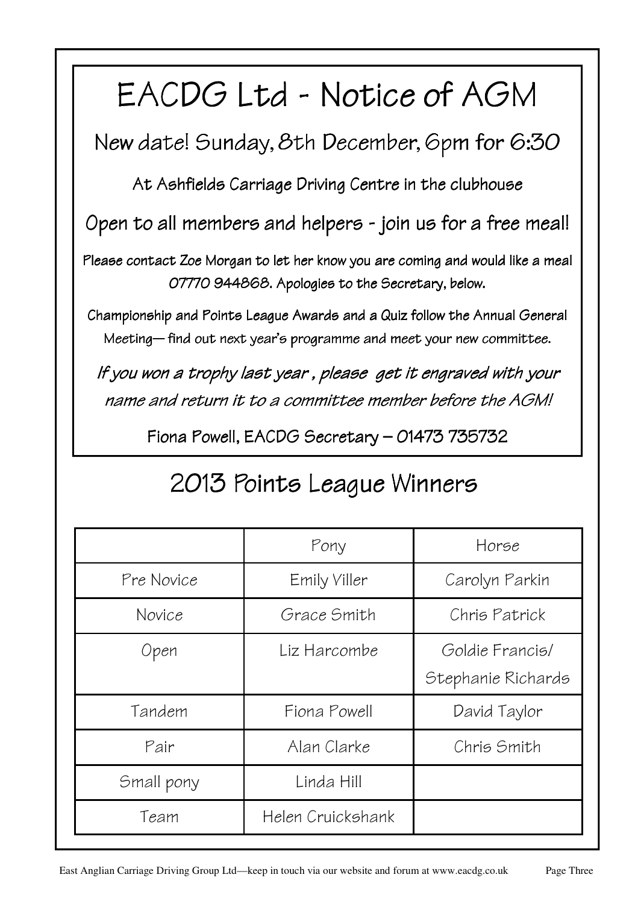# EACDG Ltd - Notice of AGM

## New date! Sunday, 8th December, 6pm for 6:30

### At Ashfields Carriage Driving Centre in the clubhouse

### Open to all members and helpers - join us for a free meal!

Please contact Zoe Morgan to let her know you are coming and would like a meal 07770 944868. Apologies to the Secretary, below.

Championship and Points League Awards and a Quiz follow the Annual General Meeting— find out next year's programme and meet your new committee.

*If you won a trophy last year , please get it engraved with your name and return it to a committee member before the AGM!*

Fiona Powell, EACDG Secretary – 01473 735732

## 2013 Points League Winners

| | Pony | Horse |
|---|---|---|
| Pre Novice | Emily Viller | Carolyn Parkin |
| Novice | Grace Smith | Chris Patrick |
| Open | Liz Harcombe | Goldie Francis/ Stephanie Richards |
| Tandem | Fiona Powell | David Taylor |
| Pair | Alan Clarke | Chris Smith |
| Small pony | Linda Hill | |
| Team | Helen Cruickshank | |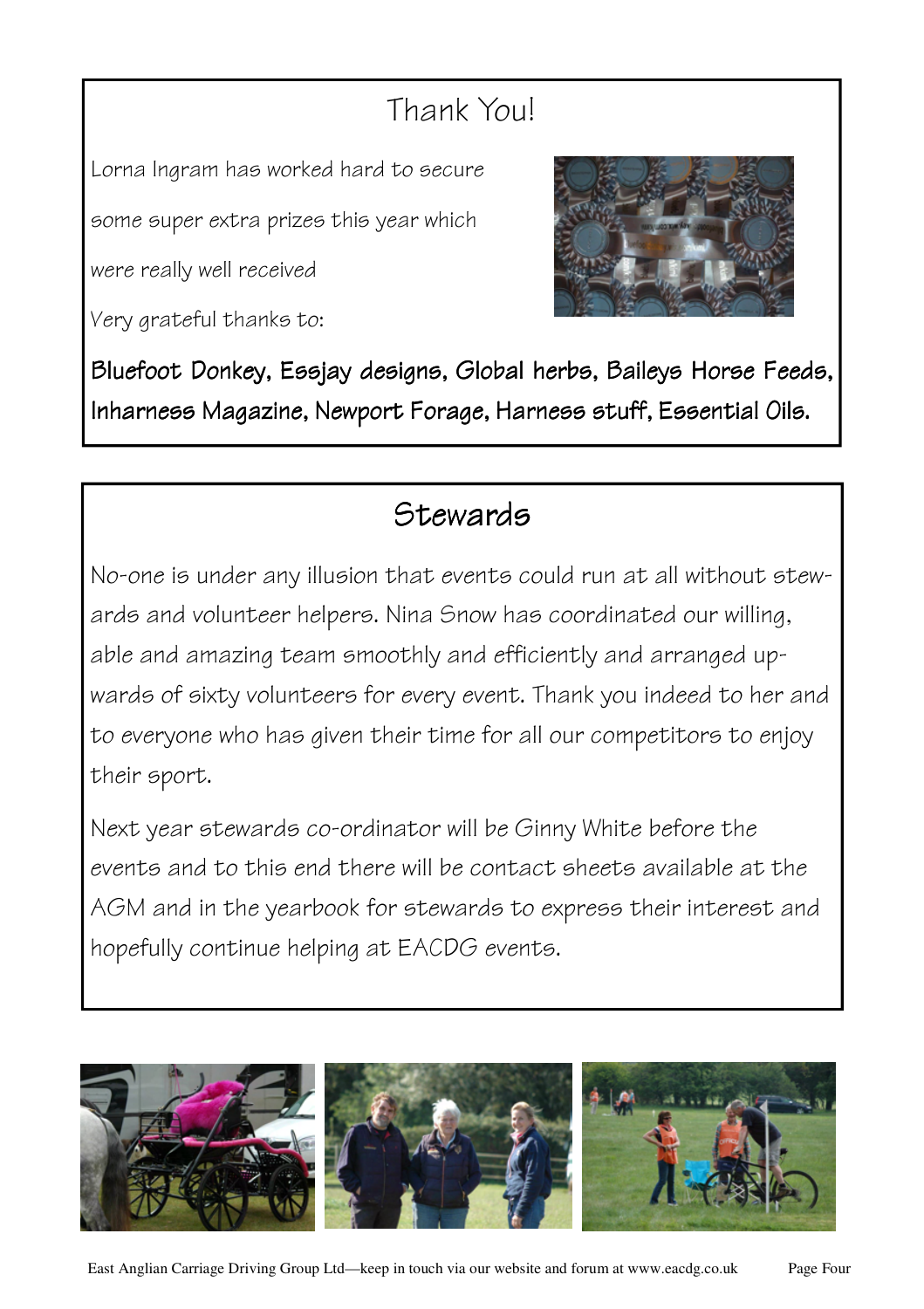## Thank You!

Lorna Ingram has worked hard to secure some super extra prizes this year which were really well received

Very grateful thanks to:

**Bluefoot Donkey, Essjay designs, Global herbs, Baileys Horse Feeds, Inharness Magazine, Newport Forage, Harness stuff, Essential Oils.**

## Stewards

No-one is under any illusion that events could run at all without stewards and volunteer helpers. Nina Snow has coordinated our willing, able and amazing team smoothly and efficiently and arranged upwards of sixty volunteers for every event. Thank you indeed to her and to everyone who has given their time for all our competitors to enjoy their sport.

Next year stewards co-ordinator will be Ginny White before the events and to this end there will be contact sheets available at the AGM and in the yearbook for stewards to express their interest and hopefully continue helping at EACDG events.

East Anglian Carriage Driving Group Ltd—keep in touch via our website and forum at www.eacdg.co.uk